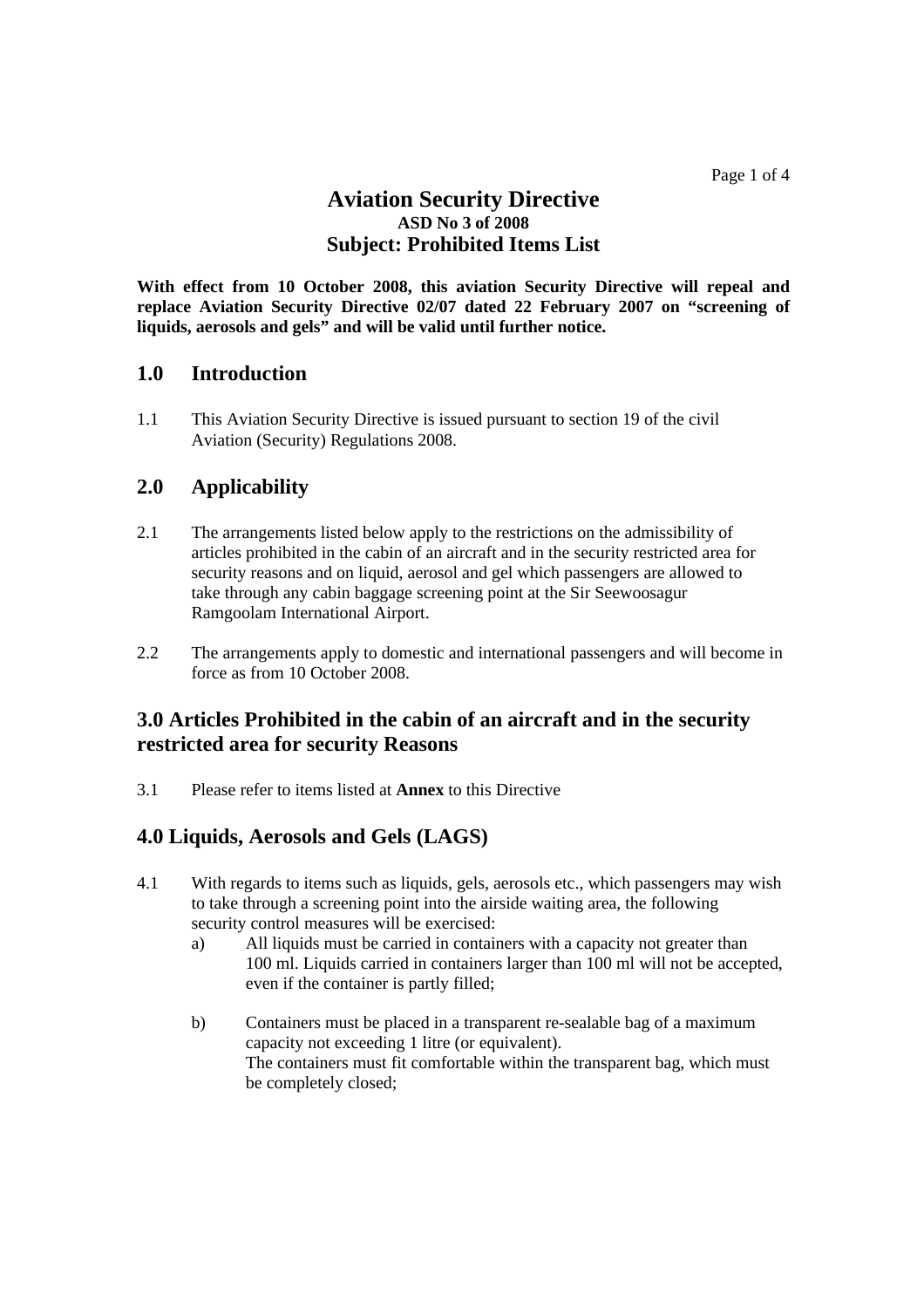# Aviation Security Directive

### ASD No 3 of 2008

## Subject: Prohibited Items List

**With effect from 10 October 2008, this aviation Security Directive will repeal and replace Aviation Security Directive 02/07 dated 22 February 2007 on "screening of liquids, aerosols and gels" and will be valid until further notice.**

## 1.0 Introduction

1.1 This Aviation Security Directive is issued pursuant to section 19 of the civil Aviation (Security) Regulations 2008.

## 2.0 Applicability

2.1 The arrangements listed below apply to the restrictions on the admissibility of articles prohibited in the cabin of an aircraft and in the security restricted area for security reasons and on liquid, aerosol and gel which passengers are allowed to take through any cabin baggage screening point at the Sir Seewoosagur Ramgoolam International Airport.

2.2 The arrangements apply to domestic and international passengers and will become in force as from 10 October 2008.

## 3.0 Articles Prohibited in the cabin of an aircraft and in the security restricted area for security Reasons

3.1 Please refer to items listed at **Annex** to this Directive

## 4.0 Liquids, Aerosols and Gels (LAGS)

4.1 With regards to items such as liquids, gels, aerosols etc., which passengers may wish to take through a screening point into the airside waiting area, the following security control measures will be exercised:

a) All liquids must be carried in containers with a capacity not greater than 100 ml. Liquids carried in containers larger than 100 ml will not be accepted, even if the container is partly filled;

b) Containers must be placed in a transparent re-sealable bag of a maximum capacity not exceeding 1 litre (or equivalent).
The containers must fit comfortable within the transparent bag, which must be completely closed;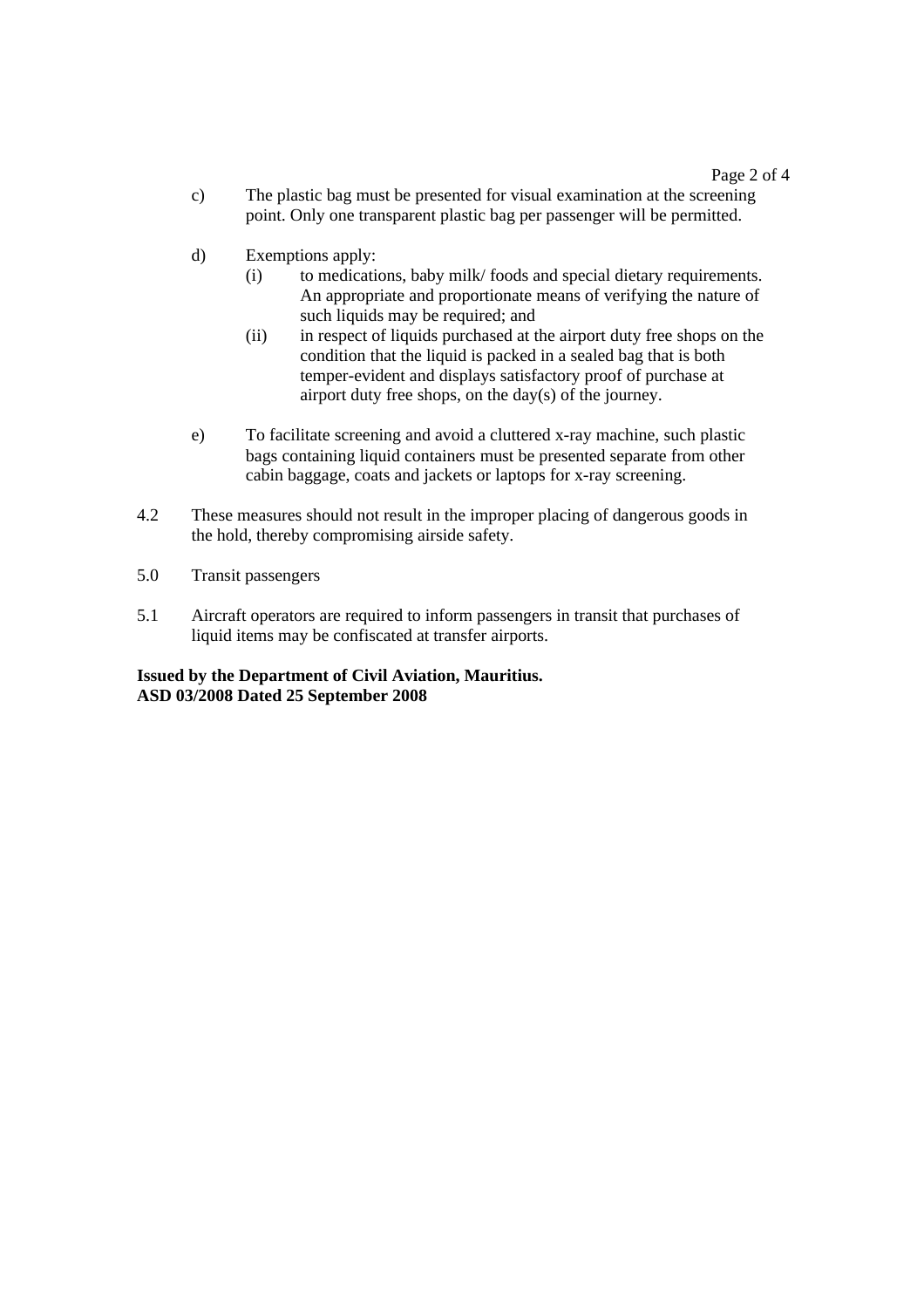c) The plastic bag must be presented for visual examination at the screening point. Only one transparent plastic bag per passenger will be permitted.

d) Exemptions apply:

   (i) to medications, baby milk/ foods and special dietary requirements. An appropriate and proportionate means of verifying the nature of such liquids may be required; and

   (ii) in respect of liquids purchased at the airport duty free shops on the condition that the liquid is packed in a sealed bag that is both temper-evident and displays satisfactory proof of purchase at airport duty free shops, on the day(s) of the journey.

e) To facilitate screening and avoid a cluttered x-ray machine, such plastic bags containing liquid containers must be presented separate from other cabin baggage, coats and jackets or laptops for x-ray screening.

4.2 These measures should not result in the improper placing of dangerous goods in the hold, thereby compromising airside safety.

5.0 Transit passengers

5.1 Aircraft operators are required to inform passengers in transit that purchases of liquid items may be confiscated at transfer airports.

**Issued by the Department of Civil Aviation, Mauritius.**
**ASD 03/2008 Dated 25 September 2008**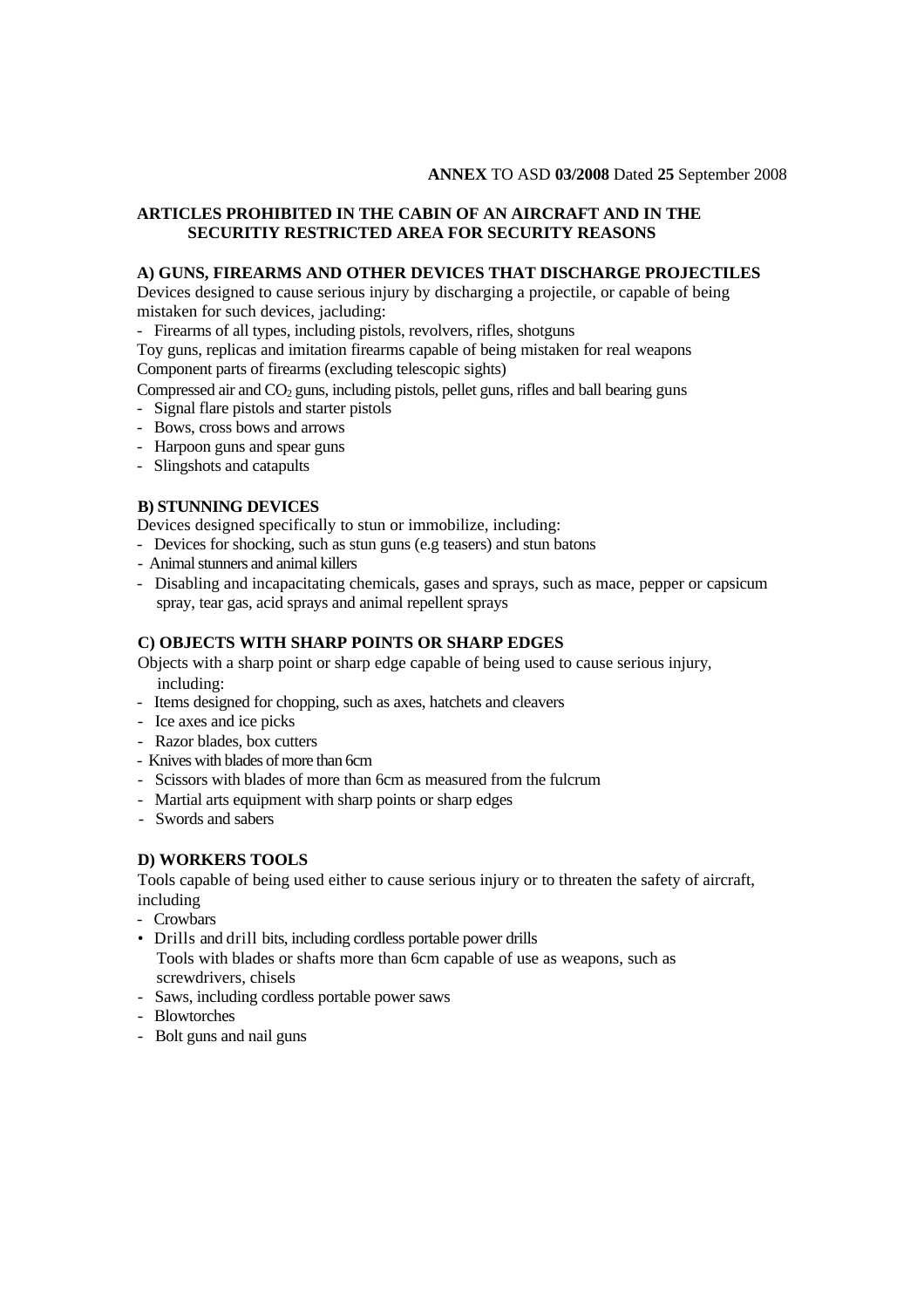**ANNEX** TO ASD **03/2008** Dated **25** September 2008

**ARTICLES PROHIBITED IN THE CABIN OF AN AIRCRAFT AND IN THE SECURITIY RESTRICTED AREA FOR SECURITY REASONS**

**A) GUNS, FIREARMS AND OTHER DEVICES THAT DISCHARGE PROJECTILES**

Devices designed to cause serious injury by discharging a projectile, or capable of being mistaken for such devices, jacluding:

- Firearms of all types, including pistols, revolvers, rifles, shotguns

Toy guns, replicas and imitation firearms capable of being mistaken for real weapons

Component parts of firearms (excluding telescopic sights)

Compressed air and $CO_2$ guns, including pistols, pellet guns, rifles and ball bearing guns

- Signal flare pistols and starter pistols
- Bows, cross bows and arrows
- Harpoon guns and spear guns
- Slingshots and catapults

**B) STUNNING DEVICES**

Devices designed specifically to stun or immobilize, including:

- Devices for shocking, such as stun guns (e.g teasers) and stun batons
- Animal stunners and animal killers
- Disabling and incapacitating chemicals, gases and sprays, such as mace, pepper or capsicum spray, tear gas, acid sprays and animal repellent sprays

**C) OBJECTS WITH SHARP POINTS OR SHARP EDGES**

Objects with a sharp point or sharp edge capable of being used to cause serious injury, including:

- Items designed for chopping, such as axes, hatchets and cleavers
- Ice axes and ice picks
- Razor blades, box cutters
- Knives with blades of more than 6cm
- Scissors with blades of more than 6cm as measured from the fulcrum
- Martial arts equipment with sharp points or sharp edges
- Swords and sabers

**D) WORKERS TOOLS**

Tools capable of being used either to cause serious injury or to threaten the safety of aircraft, including

- Crowbars
- Drills and drill bits, including cordless portable power drills

  Tools with blades or shafts more than 6cm capable of use as weapons, such as screwdrivers, chisels
- Saws, including cordless portable power saws
- Blowtorches
- Bolt guns and nail guns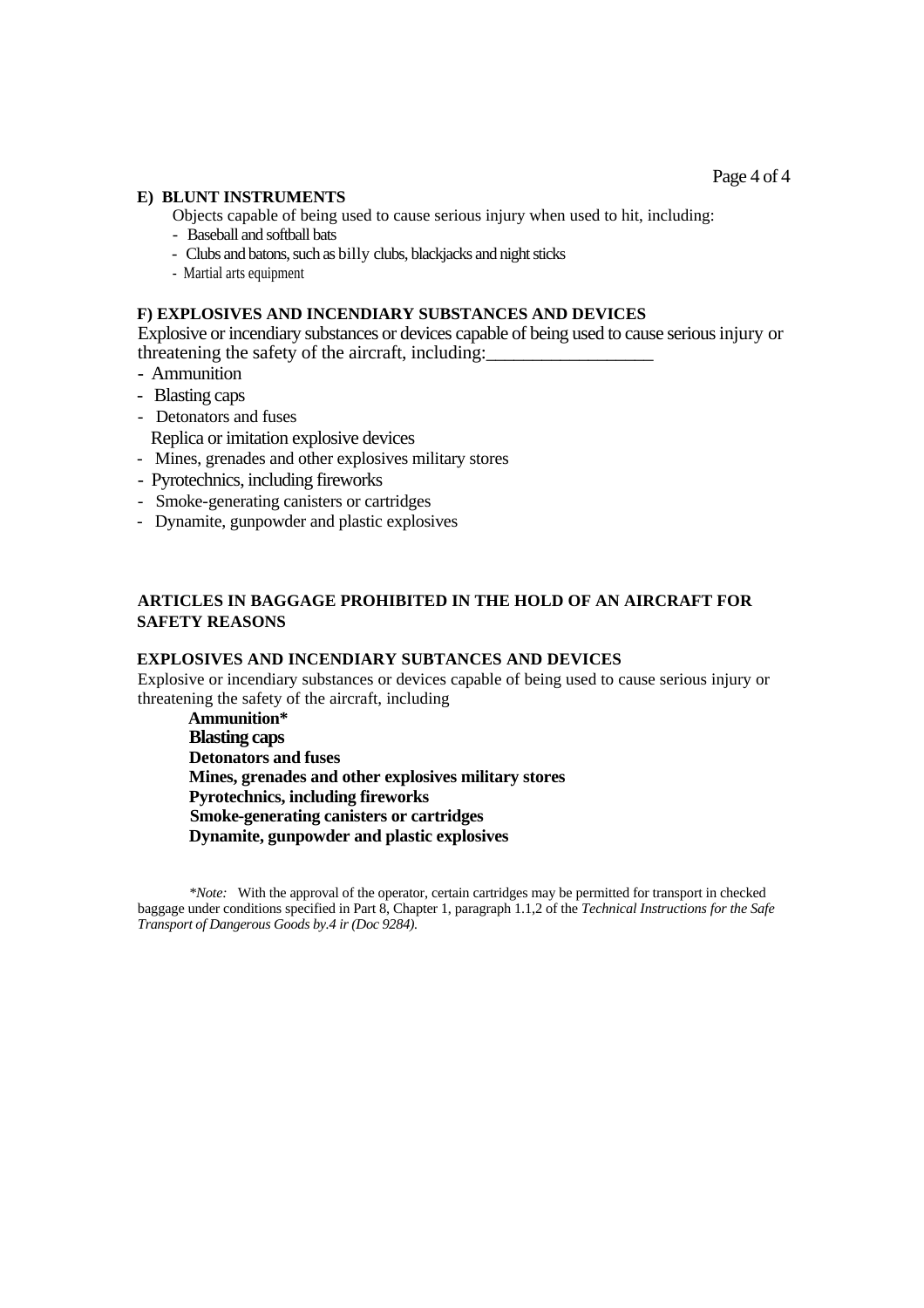## E) BLUNT INSTRUMENTS

Objects capable of being used to cause serious injury when used to hit, including:

- Baseball and softball bats
- Clubs and batons, such as billy clubs, blackjacks and night sticks
- Martial arts equipment

## F) EXPLOSIVES AND INCENDIARY SUBSTANCES AND DEVICES

Explosive or incendiary substances or devices capable of being used to cause serious injury or threatening the safety of the aircraft, including:__________________

- Ammunition
- Blasting caps
- Detonators and fuses
- Replica or imitation explosive devices
- Mines, grenades and other explosives military stores
- Pyrotechnics, including fireworks
- Smoke-generating canisters or cartridges
- Dynamite, gunpowder and plastic explosives

## ARTICLES IN BAGGAGE PROHIBITED IN THE HOLD OF AN AIRCRAFT FOR SAFETY REASONS

### EXPLOSIVES AND INCENDIARY SUBTANCES AND DEVICES

Explosive or incendiary substances or devices capable of being used to cause serious injury or threatening the safety of the aircraft, including

**Ammunition***
**Blasting caps**
**Detonators and fuses**
**Mines, grenades and other explosives military stores**
**Pyrotechnics, including fireworks**
**Smoke-generating canisters or cartridges**
**Dynamite, gunpowder and plastic explosives**

*\*Note:* With the approval of the operator, certain cartridges may be permitted for transport in checked baggage under conditions specified in Part 8, Chapter 1, paragraph 1.1,2 of the *Technical Instructions for the Safe Transport of Dangerous Goods by.4 ir (Doc 9284).*